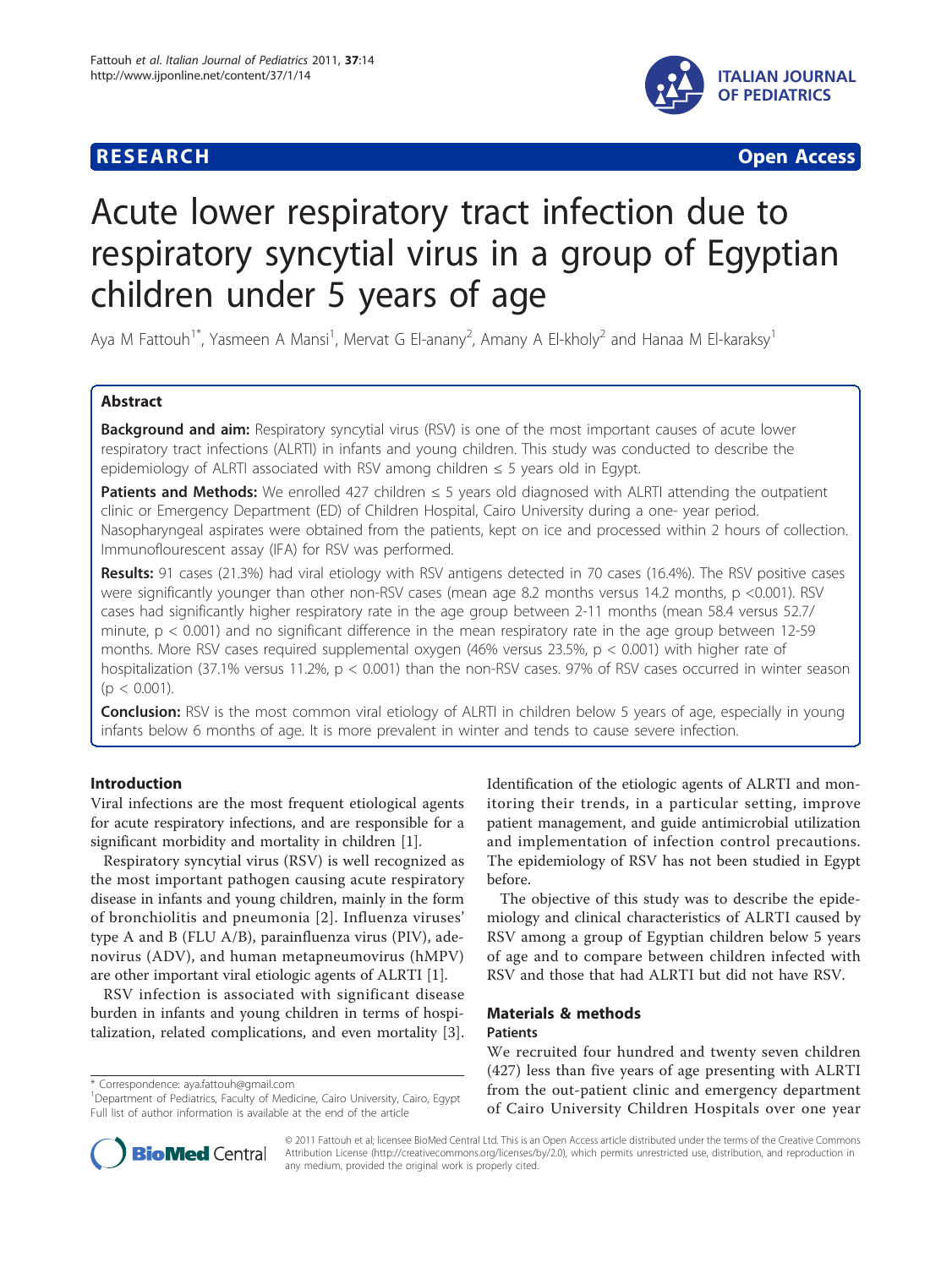# Acute lower respiratory tract infection due to respiratory syncytial virus in a group of Egyptian children under 5 years of age

Aya M Fattouh[1*], Yasmeen A Mansi[1], Mervat G El-anany[2], Amany A El-kholy[2] and Hanaa M El-karaksy[1]

## Abstract

**Background and aim:** Respiratory syncytial virus (RSV) is one of the most important causes of acute lower respiratory tract infections (ALRTI) in infants and young children. This study was conducted to describe the epidemiology of ALRTI associated with RSV among children ≤ 5 years old in Egypt.

**Patients and Methods:** We enrolled 427 children ≤ 5 years old diagnosed with ALRTI attending the outpatient clinic or Emergency Department (ED) of Children Hospital, Cairo University during a one- year period. Nasopharyngeal aspirates were obtained from the patients, kept on ice and processed within 2 hours of collection. Immunoflourescent assay (IFA) for RSV was performed.

**Results:** 91 cases (21.3%) had viral etiology with RSV antigens detected in 70 cases (16.4%). The RSV positive cases were significantly younger than other non-RSV cases (mean age 8.2 months versus 14.2 months, p <0.001). RSV cases had significantly higher respiratory rate in the age group between 2-11 months (mean 58.4 versus 52.7/ minute, p < 0.001) and no significant difference in the mean respiratory rate in the age group between 12-59 months. More RSV cases required supplemental oxygen (46% versus 23.5%, p < 0.001) with higher rate of hospitalization (37.1% versus 11.2%, p < 0.001) than the non-RSV cases. 97% of RSV cases occurred in winter season (p < 0.001).

**Conclusion:** RSV is the most common viral etiology of ALRTI in children below 5 years of age, especially in young infants below 6 months of age. It is more prevalent in winter and tends to cause severe infection.

## Introduction

Viral infections are the most frequent etiological agents for acute respiratory infections, and are responsible for a significant morbidity and mortality in children [1].

Respiratory syncytial virus (RSV) is well recognized as the most important pathogen causing acute respiratory disease in infants and young children, mainly in the form of bronchiolitis and pneumonia [2]. Influenza viruses' type A and B (FLU A/B), parainfluenza virus (PIV), adenovirus (ADV), and human metapneumovirus (hMPV) are other important viral etiologic agents of ALRTI [1].

RSV infection is associated with significant disease burden in infants and young children in terms of hospitalization, related complications, and even mortality [3]. Identification of the etiologic agents of ALRTI and monitoring their trends, in a particular setting, improve patient management, and guide antimicrobial utilization and implementation of infection control precautions. The epidemiology of RSV has not been studied in Egypt before.

The objective of this study was to describe the epidemiology and clinical characteristics of ALRTI caused by RSV among a group of Egyptian children below 5 years of age and to compare between children infected with RSV and those that had ALRTI but did not have RSV.

## Materials & methods

### Patients

We recruited four hundred and twenty seven children (427) less than five years of age presenting with ALRTI from the out-patient clinic and emergency department of Cairo University Children Hospitals over one year

\* Correspondence: aya.fattouh@gmail.com
[1]Department of Pediatrics, Faculty of Medicine, Cairo University, Cairo, Egypt
Full list of author information is available at the end of the article

© 2011 Fattouh et al; licensee BioMed Central Ltd. This is an Open Access article distributed under the terms of the Creative Commons Attribution License (http://creativecommons.org/licenses/by/2.0), which permits unrestricted use, distribution, and reproduction in any medium, provided the original work is properly cited.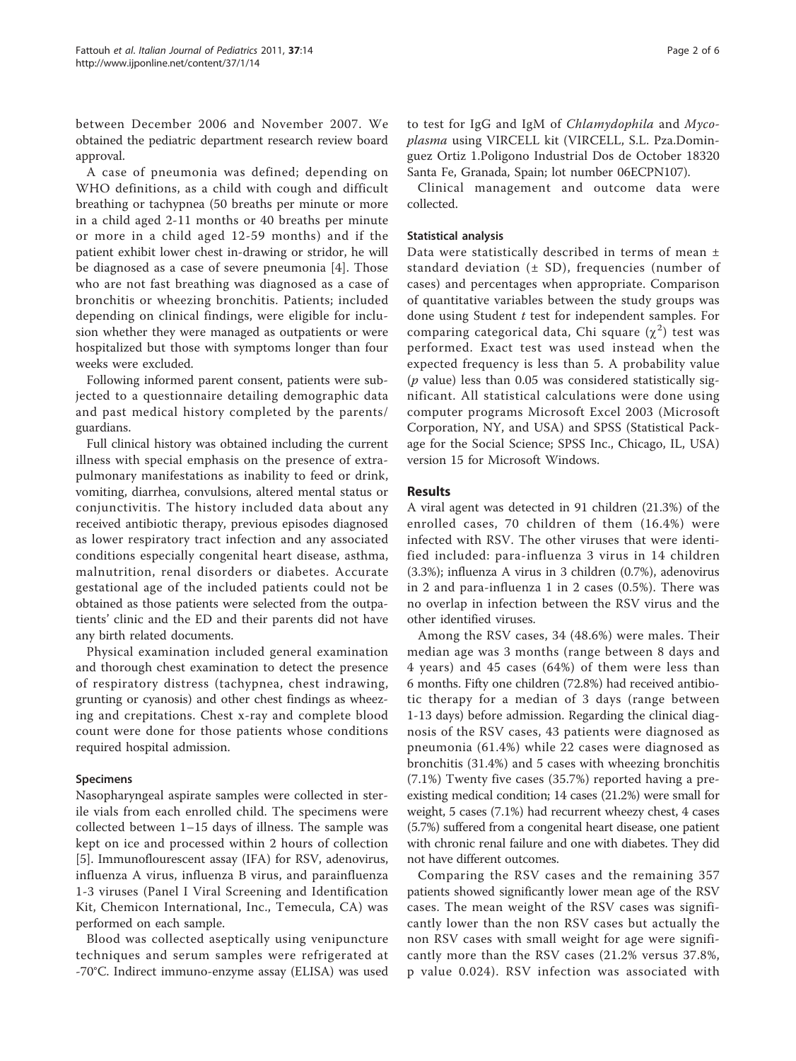between December 2006 and November 2007. We obtained the pediatric department research review board approval.

A case of pneumonia was defined; depending on WHO definitions, as a child with cough and difficult breathing or tachypnea (50 breaths per minute or more in a child aged 2-11 months or 40 breaths per minute or more in a child aged 12-59 months) and if the patient exhibit lower chest in-drawing or stridor, he will be diagnosed as a case of severe pneumonia [4]. Those who are not fast breathing was diagnosed as a case of bronchitis or wheezing bronchitis. Patients; included depending on clinical findings, were eligible for inclusion whether they were managed as outpatients or were hospitalized but those with symptoms longer than four weeks were excluded.

Following informed parent consent, patients were subjected to a questionnaire detailing demographic data and past medical history completed by the parents/guardians.

Full clinical history was obtained including the current illness with special emphasis on the presence of extrapulmonary manifestations as inability to feed or drink, vomiting, diarrhea, convulsions, altered mental status or conjunctivitis. The history included data about any received antibiotic therapy, previous episodes diagnosed as lower respiratory tract infection and any associated conditions especially congenital heart disease, asthma, malnutrition, renal disorders or diabetes. Accurate gestational age of the included patients could not be obtained as those patients were selected from the outpatients' clinic and the ED and their parents did not have any birth related documents.

Physical examination included general examination and thorough chest examination to detect the presence of respiratory distress (tachypnea, chest indrawing, grunting or cyanosis) and other chest findings as wheezing and crepitations. Chest x-ray and complete blood count were done for those patients whose conditions required hospital admission.

### Specimens

Nasopharyngeal aspirate samples were collected in sterile vials from each enrolled child. The specimens were collected between 1–15 days of illness. The sample was kept on ice and processed within 2 hours of collection [5]. Immunoflourescent assay (IFA) for RSV, adenovirus, influenza A virus, influenza B virus, and parainfluenza 1-3 viruses (Panel I Viral Screening and Identification Kit, Chemicon International, Inc., Temecula, CA) was performed on each sample.

Blood was collected aseptically using venipuncture techniques and serum samples were refrigerated at -70°C. Indirect immuno-enzyme assay (ELISA) was used to test for IgG and IgM of *Chlamydophila* and *Mycoplasma* using VIRCELL kit (VIRCELL, S.L. Pza.Dominguez Ortiz 1.Poligono Industrial Dos de October 18320 Santa Fe, Granada, Spain; lot number 06ECPN107).

Clinical management and outcome data were collected.

### Statistical analysis

Data were statistically described in terms of mean ± standard deviation (± SD), frequencies (number of cases) and percentages when appropriate. Comparison of quantitative variables between the study groups was done using Student *t* test for independent samples. For comparing categorical data, Chi square ($\chi^2$) test was performed. Exact test was used instead when the expected frequency is less than 5. A probability value (*p* value) less than 0.05 was considered statistically significant. All statistical calculations were done using computer programs Microsoft Excel 2003 (Microsoft Corporation, NY, and USA) and SPSS (Statistical Package for the Social Science; SPSS Inc., Chicago, IL, USA) version 15 for Microsoft Windows.

## Results

A viral agent was detected in 91 children (21.3%) of the enrolled cases, 70 children of them (16.4%) were infected with RSV. The other viruses that were identified included: para-influenza 3 virus in 14 children (3.3%); influenza A virus in 3 children (0.7%), adenovirus in 2 and para-influenza 1 in 2 cases (0.5%). There was no overlap in infection between the RSV virus and the other identified viruses.

Among the RSV cases, 34 (48.6%) were males. Their median age was 3 months (range between 8 days and 4 years) and 45 cases (64%) of them were less than 6 months. Fifty one children (72.8%) had received antibiotic therapy for a median of 3 days (range between 1-13 days) before admission. Regarding the clinical diagnosis of the RSV cases, 43 patients were diagnosed as pneumonia (61.4%) while 22 cases were diagnosed as bronchitis (31.4%) and 5 cases with wheezing bronchitis (7.1%) Twenty five cases (35.7%) reported having a pre-existing medical condition; 14 cases (21.2%) were small for weight, 5 cases (7.1%) had recurrent wheezy chest, 4 cases (5.7%) suffered from a congenital heart disease, one patient with chronic renal failure and one with diabetes. They did not have different outcomes.

Comparing the RSV cases and the remaining 357 patients showed significantly lower mean age of the RSV cases. The mean weight of the RSV cases was significantly lower than the non RSV cases but actually the non RSV cases with small weight for age were significantly more than the RSV cases (21.2% versus 37.8%, p value 0.024). RSV infection was associated with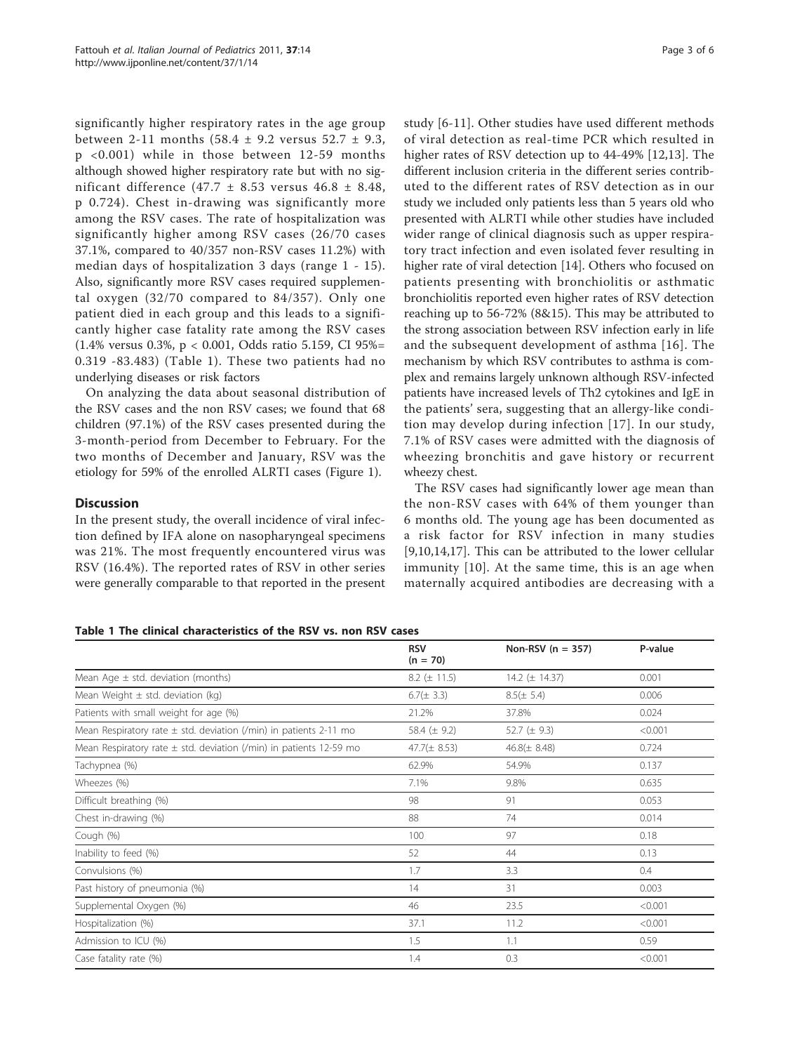significantly higher respiratory rates in the age group between 2-11 months (58.4 ± 9.2 versus 52.7 ± 9.3, p <0.001) while in those between 12-59 months although showed higher respiratory rate but with no significant difference (47.7 ± 8.53 versus 46.8 ± 8.48, p 0.724). Chest in-drawing was significantly more among the RSV cases. The rate of hospitalization was significantly higher among RSV cases (26/70 cases 37.1%, compared to 40/357 non-RSV cases 11.2%) with median days of hospitalization 3 days (range 1 - 15). Also, significantly more RSV cases required supplemental oxygen (32/70 compared to 84/357). Only one patient died in each group and this leads to a significantly higher case fatality rate among the RSV cases (1.4% versus 0.3%, p < 0.001, Odds ratio 5.159, CI 95%= 0.319 -83.483) (Table 1). These two patients had no underlying diseases or risk factors

On analyzing the data about seasonal distribution of the RSV cases and the non RSV cases; we found that 68 children (97.1%) of the RSV cases presented during the 3-month-period from December to February. For the two months of December and January, RSV was the etiology for 59% of the enrolled ALRTI cases (Figure 1).

## Discussion

In the present study, the overall incidence of viral infection defined by IFA alone on nasopharyngeal specimens was 21%. The most frequently encountered virus was RSV (16.4%). The reported rates of RSV in other series were generally comparable to that reported in the present study [6-11]. Other studies have used different methods of viral detection as real-time PCR which resulted in higher rates of RSV detection up to 44-49% [12,13]. The different inclusion criteria in the different series contributed to the different rates of RSV detection as in our study we included only patients less than 5 years old who presented with ALRTI while other studies have included wider range of clinical diagnosis such as upper respiratory tract infection and even isolated fever resulting in higher rate of viral detection [14]. Others who focused on patients presenting with bronchiolitis or asthmatic bronchiolitis reported even higher rates of RSV detection reaching up to 56-72% (8&15). This may be attributed to the strong association between RSV infection early in life and the subsequent development of asthma [16]. The mechanism by which RSV contributes to asthma is complex and remains largely unknown although RSV-infected patients have increased levels of Th2 cytokines and IgE in the patients' sera, suggesting that an allergy-like condition may develop during infection [17]. In our study, 7.1% of RSV cases were admitted with the diagnosis of wheezing bronchitis and gave history or recurrent wheezy chest.

The RSV cases had significantly lower age mean than the non-RSV cases with 64% of them younger than 6 months old. The young age has been documented as a risk factor for RSV infection in many studies [9,10,14,17]. This can be attributed to the lower cellular immunity [10]. At the same time, this is an age when maternally acquired antibodies are decreasing with a

**Table 1 The clinical characteristics of the RSV vs. non RSV cases**

| | RSV (n = 70) | Non-RSV (n = 357) | P-value |
|---|---|---|---|
| Mean Age ± std. deviation (months) | 8.2 (± 11.5) | 14.2 (± 14.37) | 0.001 |
| Mean Weight ± std. deviation (kg) | 6.7(± 3.3) | 8.5(± 5.4) | 0.006 |
| Patients with small weight for age (%) | 21.2% | 37.8% | 0.024 |
| Mean Respiratory rate ± std. deviation (/min) in patients 2-11 mo | 58.4 (± 9.2) | 52.7 (± 9.3) | <0.001 |
| Mean Respiratory rate ± std. deviation (/min) in patients 12-59 mo | 47.7(± 8.53) | 46.8(± 8.48) | 0.724 |
| Tachypnea (%) | 62.9% | 54.9% | 0.137 |
| Wheezes (%) | 7.1% | 9.8% | 0.635 |
| Difficult breathing (%) | 98 | 91 | 0.053 |
| Chest in-drawing (%) | 88 | 74 | 0.014 |
| Cough (%) | 100 | 97 | 0.18 |
| Inability to feed (%) | 52 | 44 | 0.13 |
| Convulsions (%) | 1.7 | 3.3 | 0.4 |
| Past history of pneumonia (%) | 14 | 31 | 0.003 |
| Supplemental Oxygen (%) | 46 | 23.5 | <0.001 |
| Hospitalization (%) | 37.1 | 11.2 | <0.001 |
| Admission to ICU (%) | 1.5 | 1.1 | 0.59 |
| Case fatality rate (%) | 1.4 | 0.3 | <0.001 |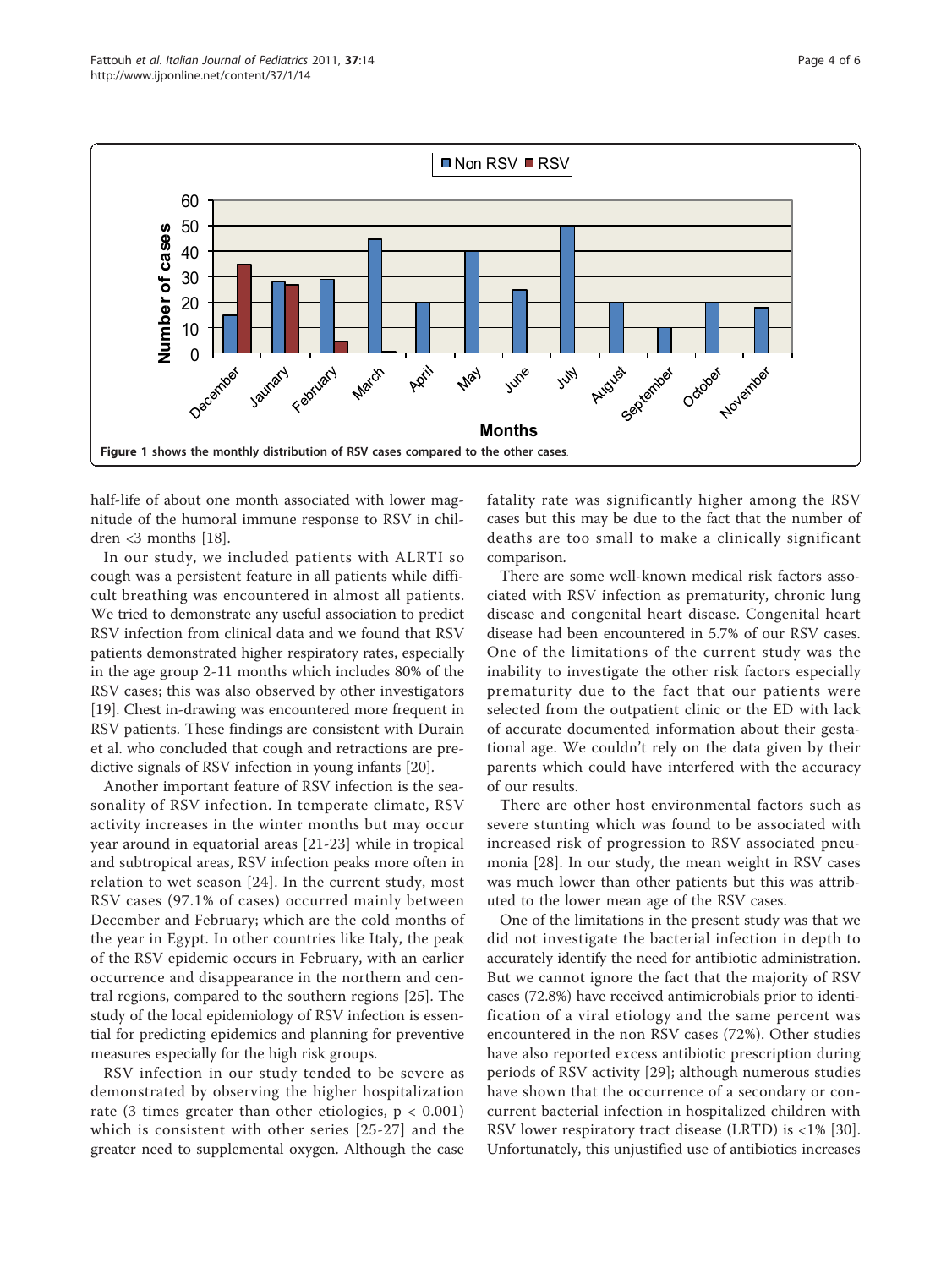Figure 1 shows the monthly distribution of RSV cases compared to the other cases.

half-life of about one month associated with lower magnitude of the humoral immune response to RSV in children <3 months [18].

In our study, we included patients with ALRTI so cough was a persistent feature in all patients while difficult breathing was encountered in almost all patients. We tried to demonstrate any useful association to predict RSV infection from clinical data and we found that RSV patients demonstrated higher respiratory rates, especially in the age group 2-11 months which includes 80% of the RSV cases; this was also observed by other investigators [19]. Chest in-drawing was encountered more frequent in RSV patients. These findings are consistent with Durain et al. who concluded that cough and retractions are predictive signals of RSV infection in young infants [20].

Another important feature of RSV infection is the seasonality of RSV infection. In temperate climate, RSV activity increases in the winter months but may occur year around in equatorial areas [21-23] while in tropical and subtropical areas, RSV infection peaks more often in relation to wet season [24]. In the current study, most RSV cases (97.1% of cases) occurred mainly between December and February; which are the cold months of the year in Egypt. In other countries like Italy, the peak of the RSV epidemic occurs in February, with an earlier occurrence and disappearance in the northern and central regions, compared to the southern regions [25]. The study of the local epidemiology of RSV infection is essential for predicting epidemics and planning for preventive measures especially for the high risk groups.

RSV infection in our study tended to be severe as demonstrated by observing the higher hospitalization rate (3 times greater than other etiologies, $p < 0.001$) which is consistent with other series [25-27] and the greater need to supplemental oxygen. Although the case fatality rate was significantly higher among the RSV cases but this may be due to the fact that the number of deaths are too small to make a clinically significant comparison.

There are some well-known medical risk factors associated with RSV infection as prematurity, chronic lung disease and congenital heart disease. Congenital heart disease had been encountered in 5.7% of our RSV cases. One of the limitations of the current study was the inability to investigate the other risk factors especially prematurity due to the fact that our patients were selected from the outpatient clinic or the ED with lack of accurate documented information about their gestational age. We couldn't rely on the data given by their parents which could have interfered with the accuracy of our results.

There are other host environmental factors such as severe stunting which was found to be associated with increased risk of progression to RSV associated pneumonia [28]. In our study, the mean weight in RSV cases was much lower than other patients but this was attributed to the lower mean age of the RSV cases.

One of the limitations in the present study was that we did not investigate the bacterial infection in depth to accurately identify the need for antibiotic administration. But we cannot ignore the fact that the majority of RSV cases (72.8%) have received antimicrobials prior to identification of a viral etiology and the same percent was encountered in the non RSV cases (72%). Other studies have also reported excess antibiotic prescription during periods of RSV activity [29]; although numerous studies have shown that the occurrence of a secondary or concurrent bacterial infection in hospitalized children with RSV lower respiratory tract disease (LRTD) is <1% [30]. Unfortunately, this unjustified use of antibiotics increases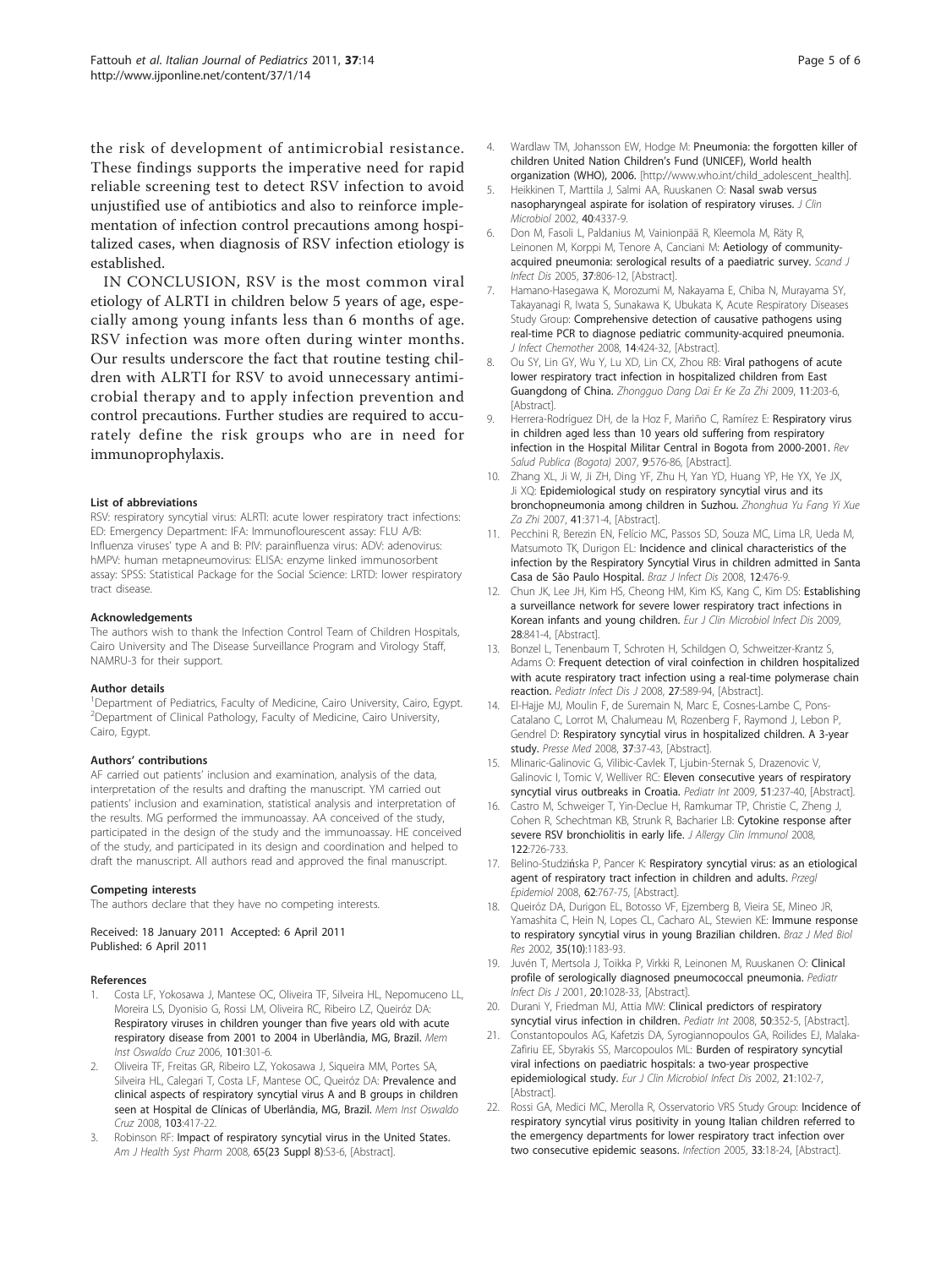the risk of development of antimicrobial resistance. These findings supports the imperative need for rapid reliable screening test to detect RSV infection to avoid unjustified use of antibiotics and also to reinforce implementation of infection control precautions among hospitalized cases, when diagnosis of RSV infection etiology is established.

IN CONCLUSION, RSV is the most common viral etiology of ALRTI in children below 5 years of age, especially among young infants less than 6 months of age. RSV infection was more often during winter months. Our results underscore the fact that routine testing children with ALRTI for RSV to avoid unnecessary antimicrobial therapy and to apply infection prevention and control precautions. Further studies are required to accurately define the risk groups who are in need for immunoprophylaxis.

#### List of abbreviations

RSV: respiratory syncytial virus: ALRTI: acute lower respiratory tract infections: ED: Emergency Department: IFA: Immunoflourescent assay: FLU A/B: Influenza viruses' type A and B: PIV: parainfluenza virus: ADV: adenovirus: hMPV: human metapneumovirus: ELISA: enzyme linked immunosorbent assay: SPSS: Statistical Package for the Social Science: LRTD: lower respiratory tract disease.

#### Acknowledgements

The authors wish to thank the Infection Control Team of Children Hospitals, Cairo University and The Disease Surveillance Program and Virology Staff, NAMRU-3 for their support.

#### Author details

[1]Department of Pediatrics, Faculty of Medicine, Cairo University, Cairo, Egypt. [2]Department of Clinical Pathology, Faculty of Medicine, Cairo University, Cairo, Egypt.

#### Authors' contributions

AF carried out patients' inclusion and examination, analysis of the data, interpretation of the results and drafting the manuscript. YM carried out patients' inclusion and examination, statistical analysis and interpretation of the results. MG performed the immunoassay. AA conceived of the study, participated in the design of the study and the immunoassay. HE conceived of the study, and participated in its design and coordination and helped to draft the manuscript. All authors read and approved the final manuscript.

#### Competing interests

The authors declare that they have no competing interests.

Received: 18 January 2011 Accepted: 6 April 2011
Published: 6 April 2011

#### References

1. Costa LF, Yokosawa J, Mantese OC, Oliveira TF, Silveira HL, Nepomuceno LL, Moreira LS, Dyonisio G, Rossi LM, Oliveira RC, Ribeiro LZ, Queiróz DA: **Respiratory viruses in children younger than five years old with acute respiratory disease from 2001 to 2004 in Uberlândia, MG, Brazil.** *Mem Inst Oswaldo Cruz* 2006, **101**:301-6.
2. Oliveira TF, Freitas GR, Ribeiro LZ, Yokosawa J, Siqueira MM, Portes SA, Silveira HL, Calegari T, Costa LF, Mantese OC, Queiróz DA: **Prevalence and clinical aspects of respiratory syncytial virus A and B groups in children seen at Hospital de Clínicas of Uberlândia, MG, Brazil.** *Mem Inst Oswaldo Cruz* 2008, **103**:417-22.
3. Robinson RF: **Impact of respiratory syncytial virus in the United States.** *Am J Health Syst Pharm* 2008, **65(23 Suppl 8)**:S3-6, [Abstract].
4. Wardlaw TM, Johansson EW, Hodge M: **Pneumonia: the forgotten killer of children United Nation Children's Fund (UNICEF), World health organization (WHO), 2006.** [http://www.who.int/child_adolescent_health].
5. Heikkinen T, Marttila J, Salmi AA, Ruuskanen O: **Nasal swab versus nasopharyngeal aspirate for isolation of respiratory viruses.** *J Clin Microbiol* 2002, **40**:4337-9.
6. Don M, Fasoli L, Paldanius M, Vainionpää R, Kleemola M, Räty R, Leinonen M, Korppi M, Tenore A, Canciani M: **Aetiology of community-acquired pneumonia: serological results of a paediatric survey.** *Scand J Infect Dis* 2005, **37**:806-12, [Abstract].
7. Hamano-Hasegawa K, Morozumi M, Nakayama E, Chiba N, Murayama SY, Takayanagi R, Iwata S, Sunakawa K, Ubukata K, Acute Respiratory Diseases Study Group: **Comprehensive detection of causative pathogens using real-time PCR to diagnose pediatric community-acquired pneumonia.** *J Infect Chemother* 2008, **14**:424-32, [Abstract].
8. Ou SY, Lin GY, Wu Y, Lu XD, Lin CX, Zhou RB: **Viral pathogens of acute lower respiratory tract infection in hospitalized children from East Guangdong of China.** *Zhongguo Dang Dai Er Ke Za Zhi* 2009, **11**:203-6, [Abstract].
9. Herrera-Rodríguez DH, de la Hoz F, Mariño C, Ramírez E: **Respiratory virus in children aged less than 10 years old suffering from respiratory infection in the Hospital Militar Central in Bogota from 2000-2001.** *Rev Salud Publica (Bogota)* 2007, **9**:576-86, [Abstract].
10. Zhang XL, Ji W, Ji ZH, Ding YF, Zhu H, Yan YD, Huang YP, He YX, Ye JX, Ji XQ: **Epidemiological study on respiratory syncytial virus and its bronchopneumonia among children in Suzhou.** *Zhonghua Yu Fang Yi Xue Za Zhi* 2007, **41**:371-4, [Abstract].
11. Pecchini R, Berezin EN, Felício MC, Passos SD, Souza MC, Lima LR, Ueda M, Matsumoto TK, Durigon EL: **Incidence and clinical characteristics of the infection by the Respiratory Syncytial Virus in children admitted in Santa Casa de São Paulo Hospital.** *Braz J Infect Dis* 2008, **12**:476-9.
12. Chun JK, Lee JH, Kim HS, Cheong HM, Kim KS, Kang C, Kim DS: **Establishing a surveillance network for severe lower respiratory tract infections in Korean infants and young children.** *Eur J Clin Microbiol Infect Dis* 2009, **28**:841-4, [Abstract].
13. Bonzel L, Tenenbaum T, Schroten H, Schildgen O, Schweitzer-Krantz S, Adams O: **Frequent detection of viral coinfection in children hospitalized with acute respiratory tract infection using a real-time polymerase chain reaction.** *Pediatr Infect Dis J* 2008, **27**:589-94, [Abstract].
14. El-Hajje MJ, Moulin F, de Suremain N, Marc E, Cosnes-Lambe C, Pons-Catalano C, Lorrot M, Chalumeau M, Rozenberg F, Raymond J, Lebon P, Gendrel D: **Respiratory syncytial virus in hospitalized children. A 3-year study.** *Presse Med* 2008, **37**:37-43, [Abstract].
15. Mlinaric-Galinovic G, Vilibic-Cavlek T, Ljubin-Sternak S, Drazenovic V, Galinovic I, Tomic V, Welliver RC: **Eleven consecutive years of respiratory syncytial virus outbreaks in Croatia.** *Pediatr Int* 2009, **51**:237-40, [Abstract].
16. Castro M, Schweiger T, Yin-Declue H, Ramkumar TP, Christie C, Zheng J, Cohen R, Schechtman KB, Strunk R, Bacharier LB: **Cytokine response after severe RSV bronchiolitis in early life.** *J Allergy Clin Immunol* 2008, **122**:726-733.
17. Belino-Studzińska P, Pancer K: **Respiratory syncytial virus: as an etiological agent of respiratory tract infection in children and adults.** *Przegl Epidemiol* 2008, **62**:767-75, [Abstract].
18. Queiróz DA, Durigon EL, Botosso VF, Ejzemberg B, Vieira SE, Mineo JR, Yamashita C, Hein N, Lopes CL, Cacharo AL, Stewien KE: **Immune response to respiratory syncytial virus in young Brazilian children.** *Braz J Med Biol Res* 2002, **35(10)**:1183-93.
19. Juvén T, Mertsola J, Toikka P, Virkki R, Leinonen M, Ruuskanen O: **Clinical profile of serologically diagnosed pneumococcal pneumonia.** *Pediatr Infect Dis J* 2001, **20**:1028-33, [Abstract].
20. Durani Y, Friedman MJ, Attia MW: **Clinical predictors of respiratory syncytial virus infection in children.** *Pediatr Int* 2008, **50**:352-5, [Abstract].
21. Constantopoulos AG, Kafetzis DA, Syrogiannopoulos GA, Roilides EJ, Malaka-Zafiriu EE, Sbyrakis SS, Marcopoulos ML: **Burden of respiratory syncytial viral infections on paediatric hospitals: a two-year prospective epidemiological study.** *Eur J Clin Microbiol Infect Dis* 2002, **21**:102-7, [Abstract].
22. Rossi GA, Medici MC, Merolla R, Osservatorio VRS Study Group: **Incidence of respiratory syncytial virus positivity in young Italian children referred to the emergency departments for lower respiratory tract infection over two consecutive epidemic seasons.** *Infection* 2005, **33**:18-24, [Abstract].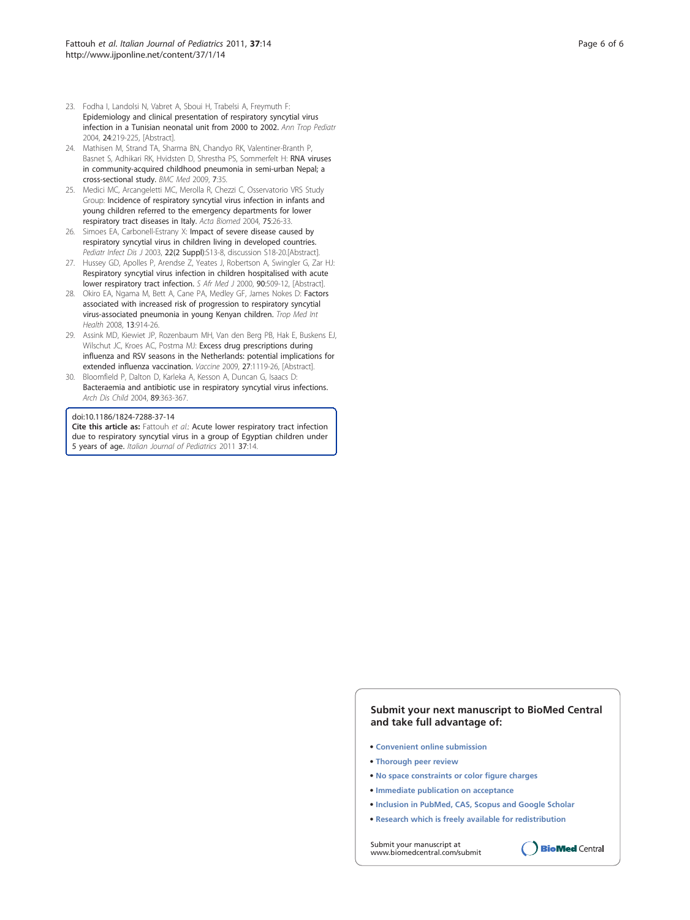23. Fodha I, Landolsi N, Vabret A, Sboui H, Trabelsi A, Freymuth F: **Epidemiology and clinical presentation of respiratory syncytial virus infection in a Tunisian neonatal unit from 2000 to 2002.** *Ann Trop Pediatr* 2004, **24**:219-225, [Abstract].
24. Mathisen M, Strand TA, Sharma BN, Chandyo RK, Valentiner-Branth P, Basnet S, Adhikari RK, Hvidsten D, Shrestha PS, Sommerfelt H: **RNA viruses in community-acquired childhood pneumonia in semi-urban Nepal; a cross-sectional study.** *BMC Med* 2009, **7**:35.
25. Medici MC, Arcangeletti MC, Merolla R, Chezzi C, Osservatorio VRS Study Group: **Incidence of respiratory syncytial virus infection in infants and young children referred to the emergency departments for lower respiratory tract diseases in Italy.** *Acta Biomed* 2004, **75**:26-33.
26. Simoes EA, Carbonell-Estrany X: **Impact of severe disease caused by respiratory syncytial virus in children living in developed countries.** *Pediatr Infect Dis J* 2003, **22(2 Suppl)**:S13-8, discussion S18-20.[Abstract].
27. Hussey GD, Apolles P, Arendse Z, Yeates J, Robertson A, Swingler G, Zar HJ: **Respiratory syncytial virus infection in children hospitalised with acute lower respiratory tract infection.** *S Afr Med J* 2000, **90**:509-12, [Abstract].
28. Okiro EA, Ngama M, Bett A, Cane PA, Medley GF, James Nokes D: **Factors associated with increased risk of progression to respiratory syncytial virus-associated pneumonia in young Kenyan children.** *Trop Med Int Health* 2008, **13**:914-26.
29. Assink MD, Kiewiet JP, Rozenbaum MH, Van den Berg PB, Hak E, Buskens EJ, Wilschut JC, Kroes AC, Postma MJ: **Excess drug prescriptions during influenza and RSV seasons in the Netherlands: potential implications for extended influenza vaccination.** *Vaccine* 2009, **27**:1119-26, [Abstract].
30. Bloomfield P, Dalton D, Karleka A, Kesson A, Duncan G, Isaacs D: **Bacteraemia and antibiotic use in respiratory syncytial virus infections.** *Arch Dis Child* 2004, **89**:363-367.

doi:10.1186/1824-7288-37-14

**Cite this article as:** Fattouh *et al.*: Acute lower respiratory tract infection due to respiratory syncytial virus in a group of Egyptian children under 5 years of age. *Italian Journal of Pediatrics* 2011 **37**:14.

**Submit your next manuscript to BioMed Central and take full advantage of:**

- Convenient online submission
- Thorough peer review
- No space constraints or color figure charges
- Immediate publication on acceptance
- Inclusion in PubMed, CAS, Scopus and Google Scholar
- Research which is freely available for redistribution

Submit your manuscript at www.biomedcentral.com/submit

BioMed Central